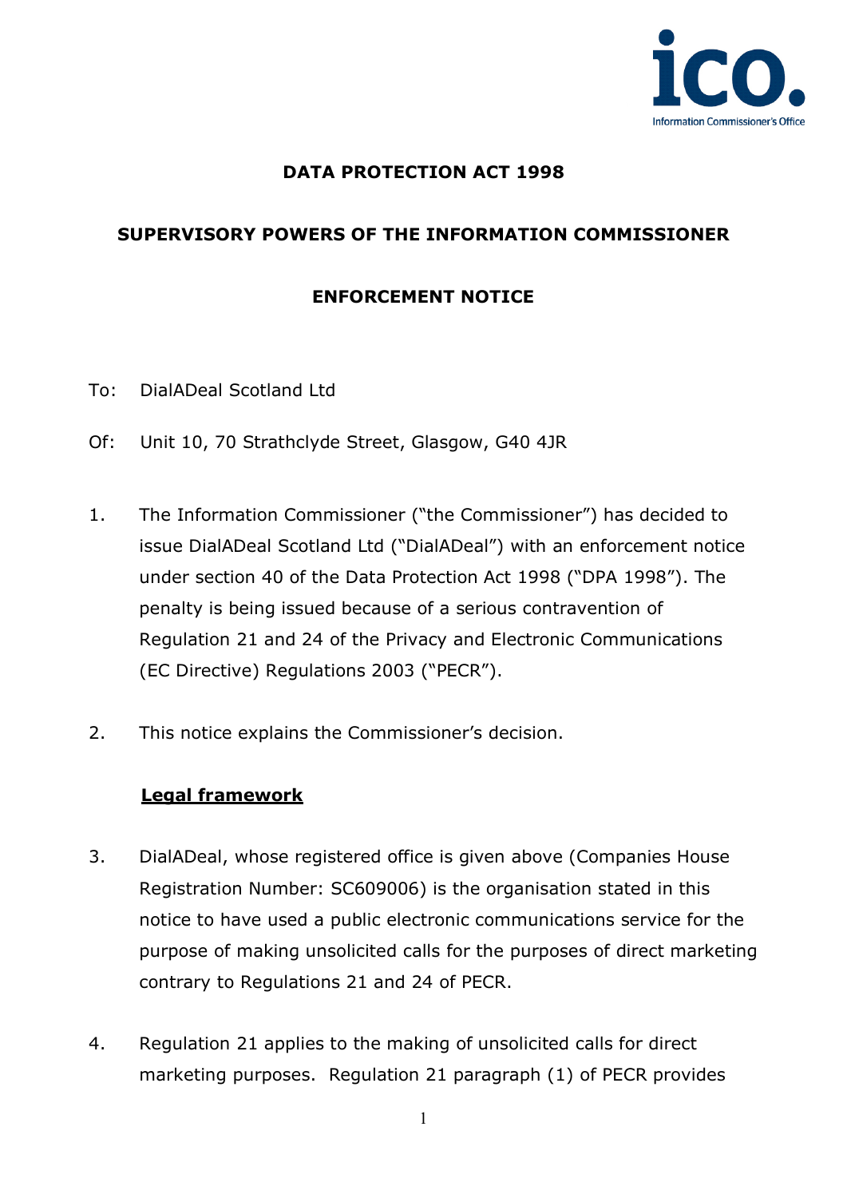**DATA PROTECTION ACT 1998**

**SUPERVISORY POWERS OF THE INFORMATION COMMISSIONER**

**ENFORCEMENT NOTICE**

To: DialADeal Scotland Ltd

Of: Unit 10, 70 Strathclyde Street, Glasgow, G40 4JR

1. The Information Commissioner ("the Commissioner") has decided to issue DialADeal Scotland Ltd ("DialADeal") with an enforcement notice under section 40 of the Data Protection Act 1998 ("DPA 1998"). The penalty is being issued because of a serious contravention of Regulation 21 and 24 of the Privacy and Electronic Communications (EC Directive) Regulations 2003 ("PECR").

2. This notice explains the Commissioner's decision.

**Legal framework**

3. DialADeal, whose registered office is given above (Companies House Registration Number: SC609006) is the organisation stated in this notice to have used a public electronic communications service for the purpose of making unsolicited calls for the purposes of direct marketing contrary to Regulations 21 and 24 of PECR.

4. Regulation 21 applies to the making of unsolicited calls for direct marketing purposes. Regulation 21 paragraph (1) of PECR provides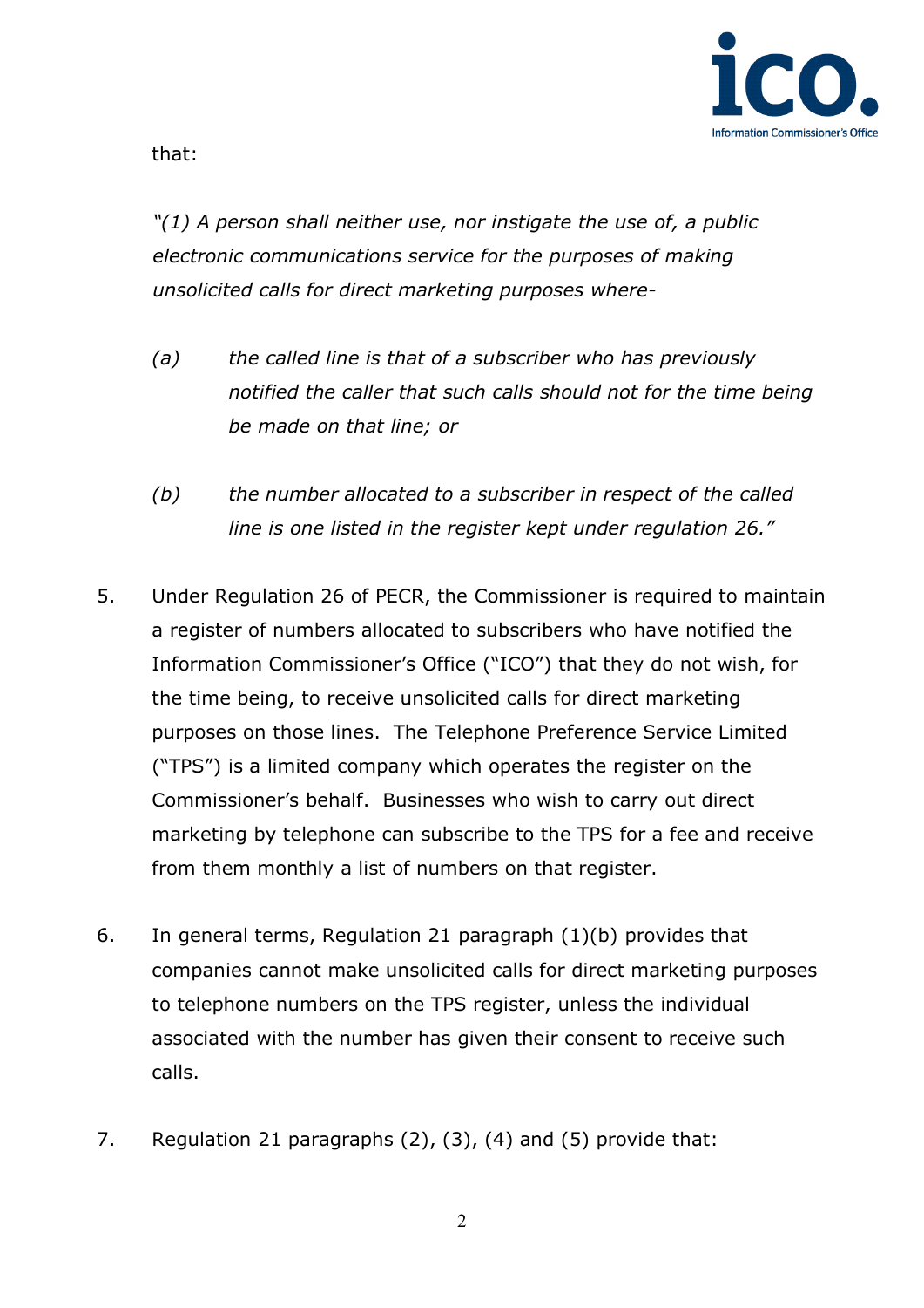that:

*"(1) A person shall neither use, nor instigate the use of, a public electronic communications service for the purposes of making unsolicited calls for direct marketing purposes where-*

*(a) the called line is that of a subscriber who has previously notified the caller that such calls should not for the time being be made on that line; or*

*(b) the number allocated to a subscriber in respect of the called line is one listed in the register kept under regulation 26."*

5. Under Regulation 26 of PECR, the Commissioner is required to maintain a register of numbers allocated to subscribers who have notified the Information Commissioner's Office ("ICO") that they do not wish, for the time being, to receive unsolicited calls for direct marketing purposes on those lines. The Telephone Preference Service Limited ("TPS") is a limited company which operates the register on the Commissioner's behalf. Businesses who wish to carry out direct marketing by telephone can subscribe to the TPS for a fee and receive from them monthly a list of numbers on that register.

6. In general terms, Regulation 21 paragraph (1)(b) provides that companies cannot make unsolicited calls for direct marketing purposes to telephone numbers on the TPS register, unless the individual associated with the number has given their consent to receive such calls.

7. Regulation 21 paragraphs (2), (3), (4) and (5) provide that: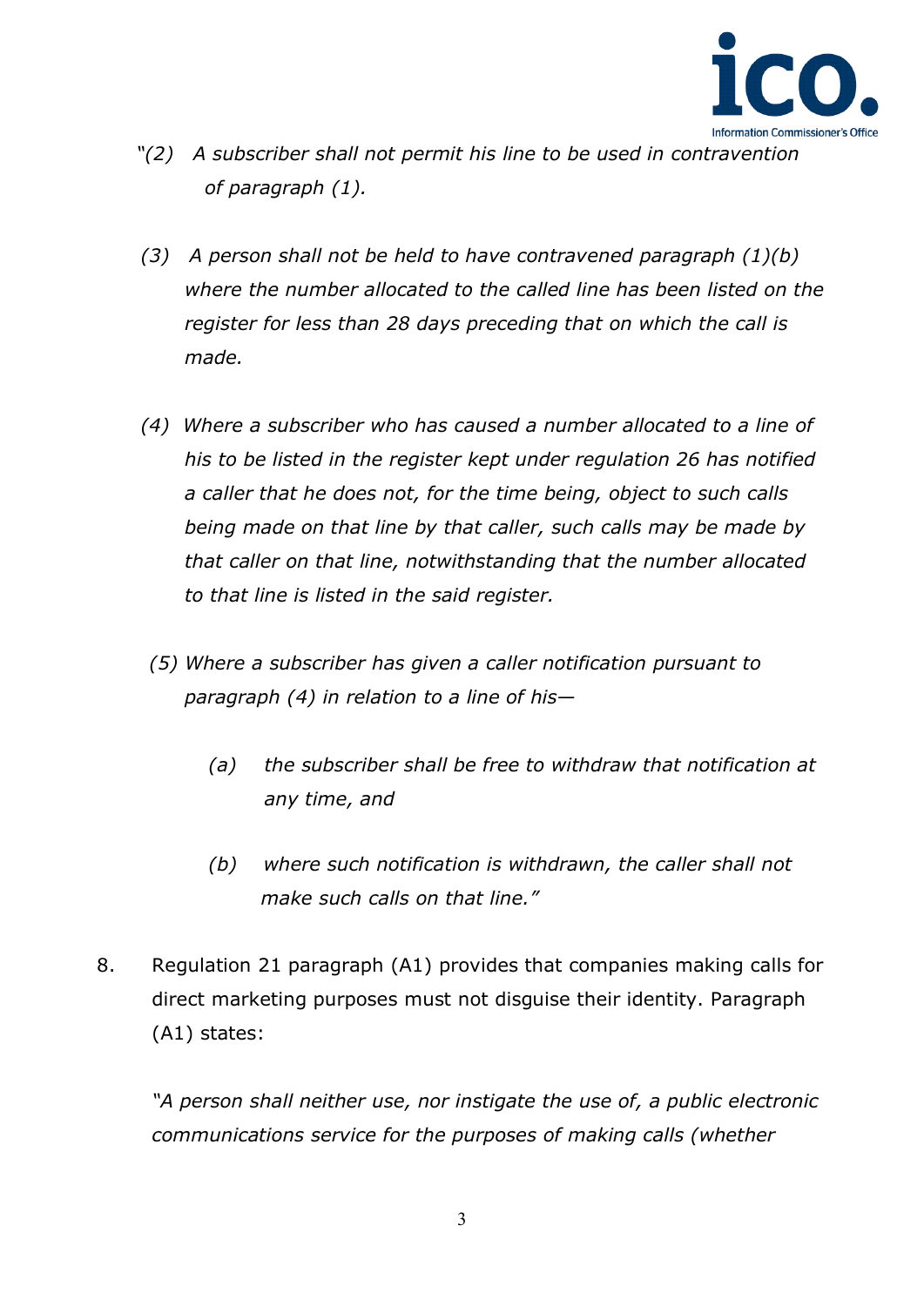*"(2) A subscriber shall not permit his line to be used in contravention of paragraph (1).*

*(3) A person shall not be held to have contravened paragraph (1)(b) where the number allocated to the called line has been listed on the register for less than 28 days preceding that on which the call is made.*

*(4) Where a subscriber who has caused a number allocated to a line of his to be listed in the register kept under regulation 26 has notified a caller that he does not, for the time being, object to such calls being made on that line by that caller, such calls may be made by that caller on that line, notwithstanding that the number allocated to that line is listed in the said register.*

*(5) Where a subscriber has given a caller notification pursuant to paragraph (4) in relation to a line of his—*

*(a) the subscriber shall be free to withdraw that notification at any time, and*

*(b) where such notification is withdrawn, the caller shall not make such calls on that line."*

8. Regulation 21 paragraph (A1) provides that companies making calls for direct marketing purposes must not disguise their identity. Paragraph (A1) states:

*"A person shall neither use, nor instigate the use of, a public electronic communications service for the purposes of making calls (whether*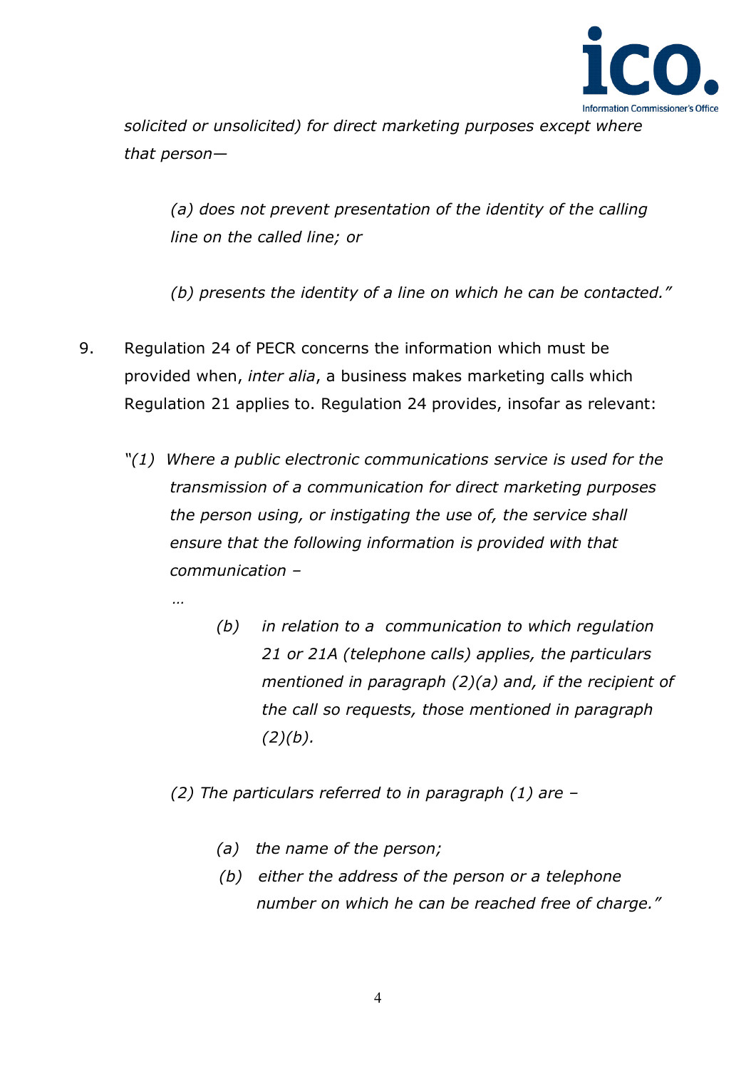*solicited or unsolicited) for direct marketing purposes except where that person—*

> *(a) does not prevent presentation of the identity of the calling line on the called line; or*
>
> *(b) presents the identity of a line on which he can be contacted."*

9. Regulation 24 of PECR concerns the information which must be provided when, *inter alia*, a business makes marketing calls which Regulation 21 applies to. Regulation 24 provides, insofar as relevant:

> *"(1) Where a public electronic communications service is used for the transmission of a communication for direct marketing purposes the person using, or instigating the use of, the service shall ensure that the following information is provided with that communication –*
>
> *…*
>
> > *(b) in relation to a communication to which regulation 21 or 21A (telephone calls) applies, the particulars mentioned in paragraph (2)(a) and, if the recipient of the call so requests, those mentioned in paragraph (2)(b).*
>
> *(2) The particulars referred to in paragraph (1) are –*
>
> > *(a) the name of the person;*
> >
> > *(b) either the address of the person or a telephone number on which he can be reached free of charge."*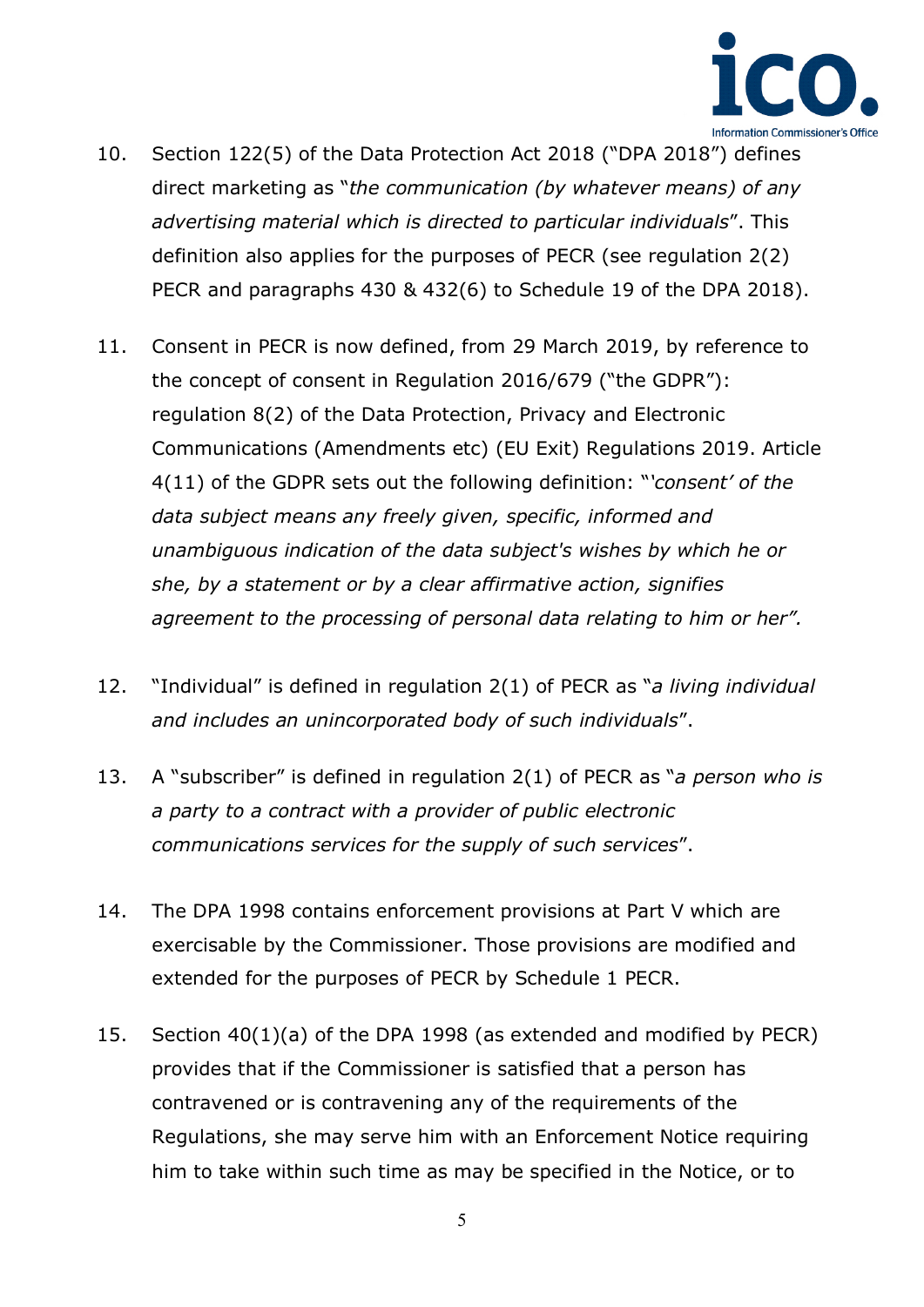10. Section 122(5) of the Data Protection Act 2018 ("DPA 2018") defines direct marketing as "*the communication (by whatever means) of any advertising material which is directed to particular individuals*". This definition also applies for the purposes of PECR (see regulation 2(2) PECR and paragraphs 430 & 432(6) to Schedule 19 of the DPA 2018).

11. Consent in PECR is now defined, from 29 March 2019, by reference to the concept of consent in Regulation 2016/679 ("the GDPR"): regulation 8(2) of the Data Protection, Privacy and Electronic Communications (Amendments etc) (EU Exit) Regulations 2019. Article 4(11) of the GDPR sets out the following definition: "*'consent' of the data subject means any freely given, specific, informed and unambiguous indication of the data subject's wishes by which he or she, by a statement or by a clear affirmative action, signifies agreement to the processing of personal data relating to him or her".*

12. "Individual" is defined in regulation 2(1) of PECR as "*a living individual and includes an unincorporated body of such individuals*".

13. A "subscriber" is defined in regulation 2(1) of PECR as "*a person who is a party to a contract with a provider of public electronic communications services for the supply of such services*".

14. The DPA 1998 contains enforcement provisions at Part V which are exercisable by the Commissioner. Those provisions are modified and extended for the purposes of PECR by Schedule 1 PECR.

15. Section 40(1)(a) of the DPA 1998 (as extended and modified by PECR) provides that if the Commissioner is satisfied that a person has contravened or is contravening any of the requirements of the Regulations, she may serve him with an Enforcement Notice requiring him to take within such time as may be specified in the Notice, or to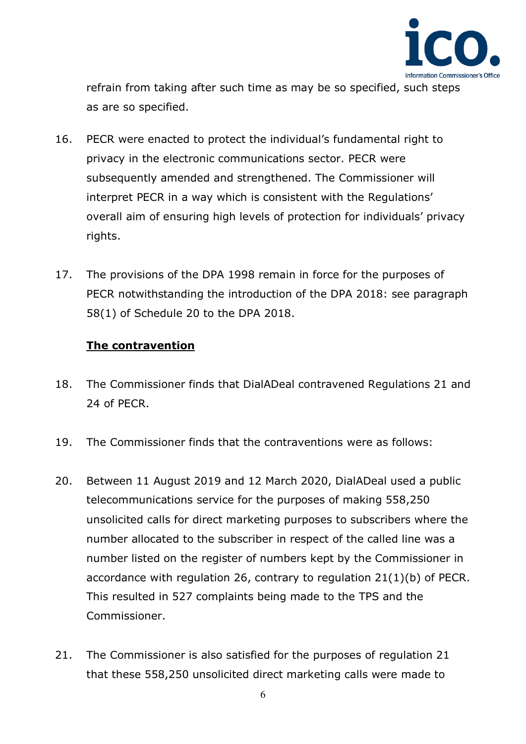refrain from taking after such time as may be so specified, such steps as are so specified.

16. PECR were enacted to protect the individual's fundamental right to privacy in the electronic communications sector. PECR were subsequently amended and strengthened. The Commissioner will interpret PECR in a way which is consistent with the Regulations' overall aim of ensuring high levels of protection for individuals' privacy rights.

17. The provisions of the DPA 1998 remain in force for the purposes of PECR notwithstanding the introduction of the DPA 2018: see paragraph 58(1) of Schedule 20 to the DPA 2018.

**The contravention**

18. The Commissioner finds that DialADeal contravened Regulations 21 and 24 of PECR.

19. The Commissioner finds that the contraventions were as follows:

20. Between 11 August 2019 and 12 March 2020, DialADeal used a public telecommunications service for the purposes of making 558,250 unsolicited calls for direct marketing purposes to subscribers where the number allocated to the subscriber in respect of the called line was a number listed on the register of numbers kept by the Commissioner in accordance with regulation 26, contrary to regulation 21(1)(b) of PECR. This resulted in 527 complaints being made to the TPS and the Commissioner.

21. The Commissioner is also satisfied for the purposes of regulation 21 that these 558,250 unsolicited direct marketing calls were made to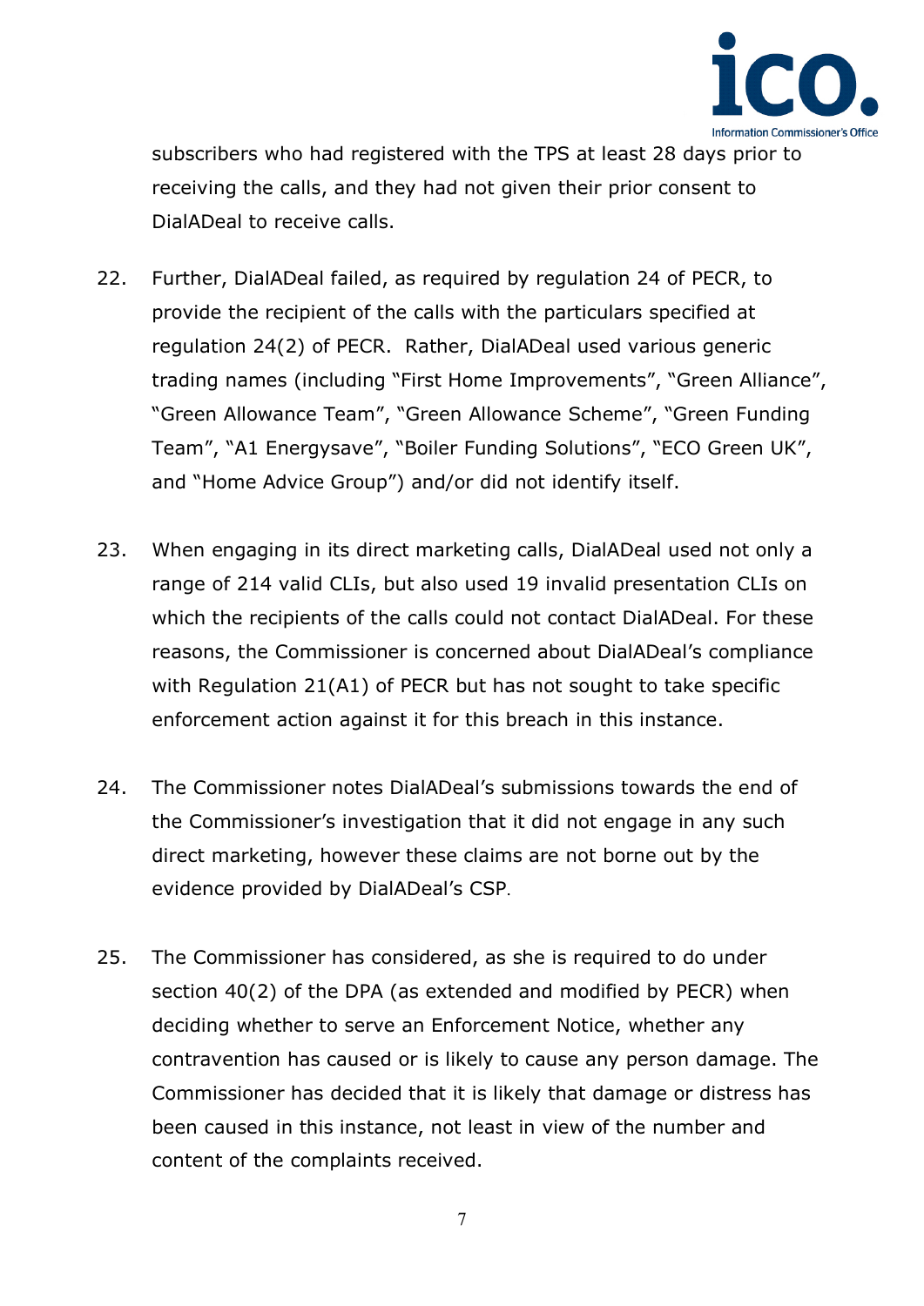subscribers who had registered with the TPS at least 28 days prior to receiving the calls, and they had not given their prior consent to DialADeal to receive calls.

22. Further, DialADeal failed, as required by regulation 24 of PECR, to provide the recipient of the calls with the particulars specified at regulation 24(2) of PECR. Rather, DialADeal used various generic trading names (including "First Home Improvements", "Green Alliance", "Green Allowance Team", "Green Allowance Scheme", "Green Funding Team", "A1 Energysave", "Boiler Funding Solutions", "ECO Green UK", and "Home Advice Group") and/or did not identify itself.

23. When engaging in its direct marketing calls, DialADeal used not only a range of 214 valid CLIs, but also used 19 invalid presentation CLIs on which the recipients of the calls could not contact DialADeal. For these reasons, the Commissioner is concerned about DialADeal's compliance with Regulation 21(A1) of PECR but has not sought to take specific enforcement action against it for this breach in this instance.

24. The Commissioner notes DialADeal's submissions towards the end of the Commissioner's investigation that it did not engage in any such direct marketing, however these claims are not borne out by the evidence provided by DialADeal's CSP.

25. The Commissioner has considered, as she is required to do under section 40(2) of the DPA (as extended and modified by PECR) when deciding whether to serve an Enforcement Notice, whether any contravention has caused or is likely to cause any person damage. The Commissioner has decided that it is likely that damage or distress has been caused in this instance, not least in view of the number and content of the complaints received.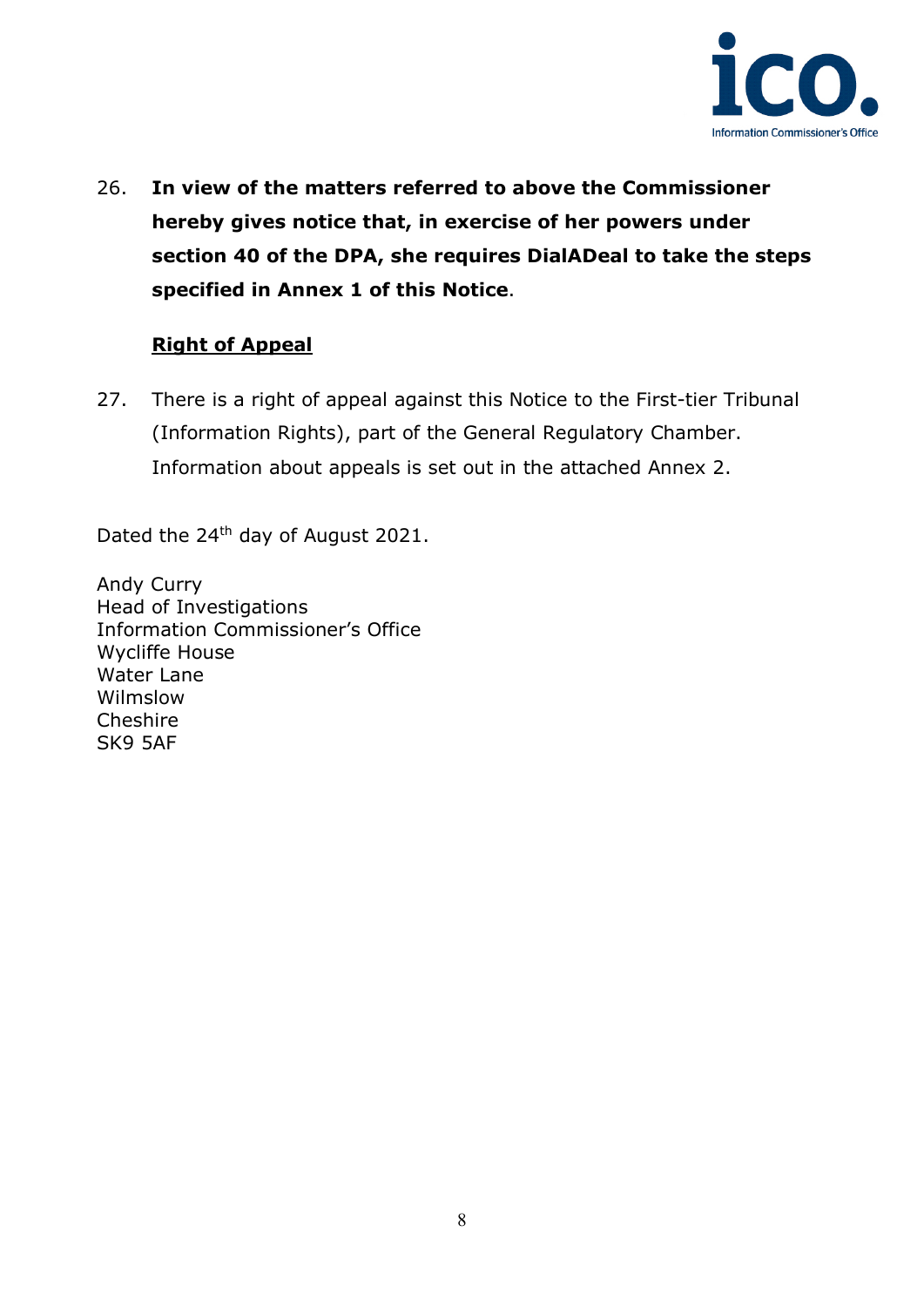26. **In view of the matters referred to above the Commissioner hereby gives notice that, in exercise of her powers under section 40 of the DPA, she requires DialADeal to take the steps specified in Annex 1 of this Notice**.

**<u>Right of Appeal</u>**

27. There is a right of appeal against this Notice to the First-tier Tribunal (Information Rights), part of the General Regulatory Chamber. Information about appeals is set out in the attached Annex 2.

Dated the 24th day of August 2021.

Andy Curry
Head of Investigations
Information Commissioner's Office
Wycliffe House
Water Lane
Wilmslow
Cheshire
SK9 5AF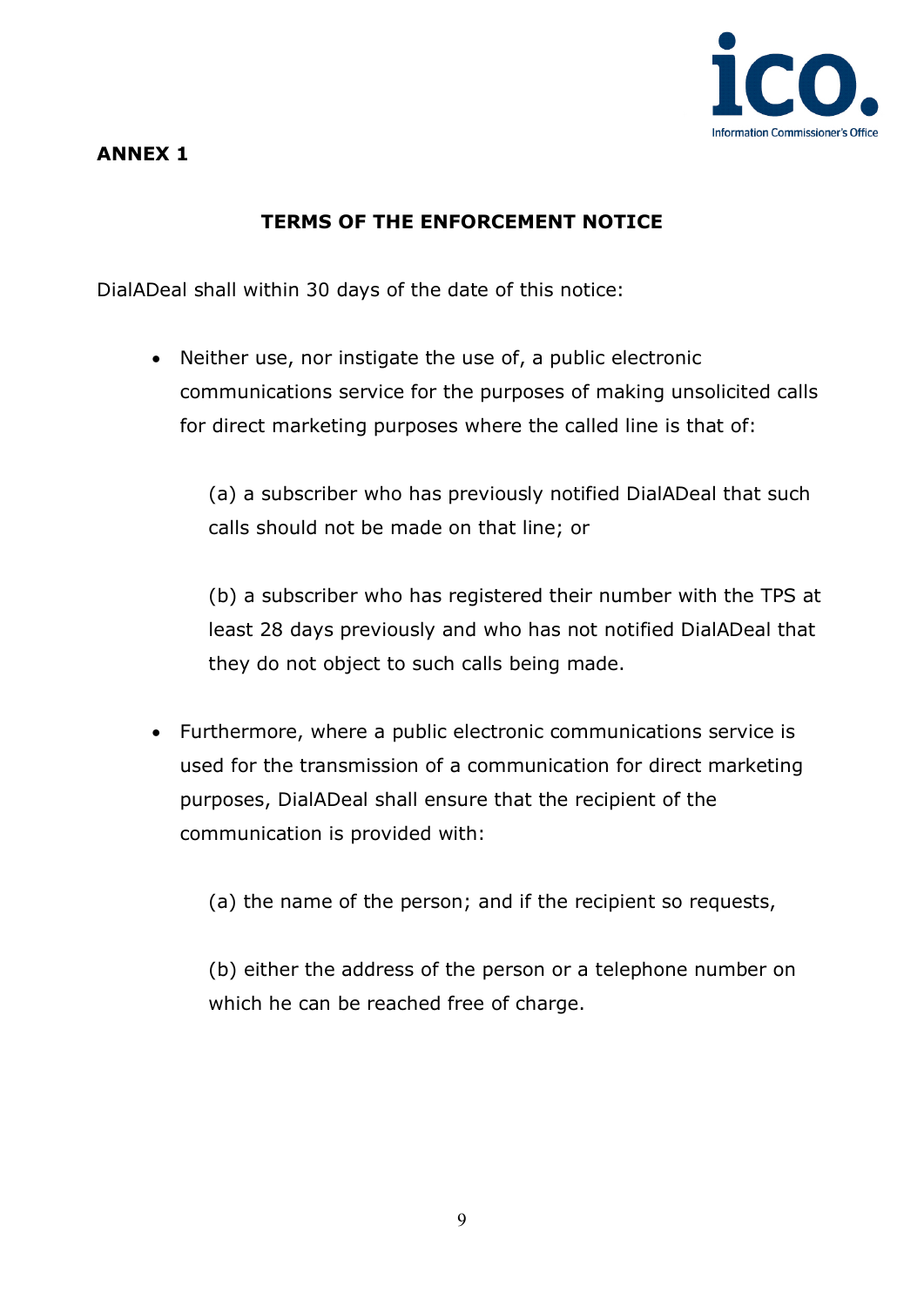**ANNEX 1**

**TERMS OF THE ENFORCEMENT NOTICE**

DialADeal shall within 30 days of the date of this notice:

- Neither use, nor instigate the use of, a public electronic communications service for the purposes of making unsolicited calls for direct marketing purposes where the called line is that of:

  (a) a subscriber who has previously notified DialADeal that such calls should not be made on that line; or

  (b) a subscriber who has registered their number with the TPS at least 28 days previously and who has not notified DialADeal that they do not object to such calls being made.

- Furthermore, where a public electronic communications service is used for the transmission of a communication for direct marketing purposes, DialADeal shall ensure that the recipient of the communication is provided with:

  (a) the name of the person; and if the recipient so requests,

  (b) either the address of the person or a telephone number on which he can be reached free of charge.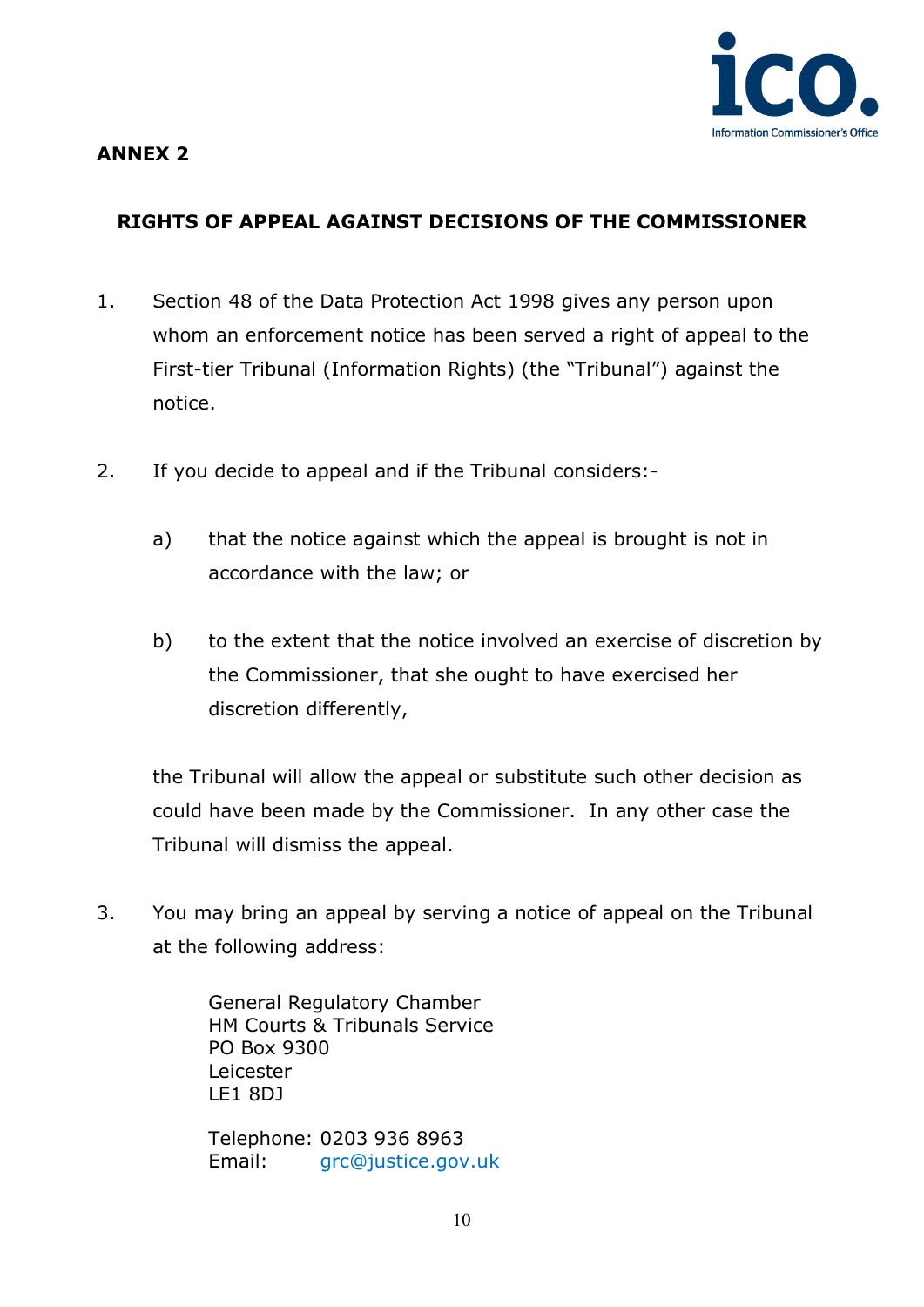**ANNEX 2**

**RIGHTS OF APPEAL AGAINST DECISIONS OF THE COMMISSIONER**

1. Section 48 of the Data Protection Act 1998 gives any person upon whom an enforcement notice has been served a right of appeal to the First-tier Tribunal (Information Rights) (the "Tribunal") against the notice.

2. If you decide to appeal and if the Tribunal considers:-

   a) that the notice against which the appeal is brought is not in accordance with the law; or

   b) to the extent that the notice involved an exercise of discretion by the Commissioner, that she ought to have exercised her discretion differently,

   the Tribunal will allow the appeal or substitute such other decision as could have been made by the Commissioner. In any other case the Tribunal will dismiss the appeal.

3. You may bring an appeal by serving a notice of appeal on the Tribunal at the following address:

   General Regulatory Chamber
   HM Courts & Tribunals Service
   PO Box 9300
   Leicester
   LE1 8DJ

   Telephone: 0203 936 8963
   Email: grc@justice.gov.uk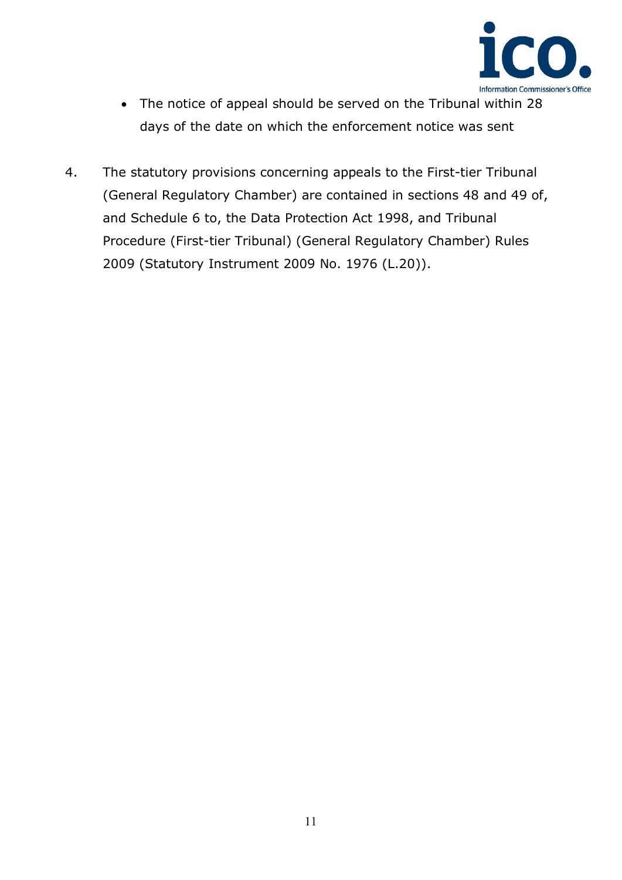- The notice of appeal should be served on the Tribunal within 28 days of the date on which the enforcement notice was sent

4. The statutory provisions concerning appeals to the First-tier Tribunal (General Regulatory Chamber) are contained in sections 48 and 49 of, and Schedule 6 to, the Data Protection Act 1998, and Tribunal Procedure (First-tier Tribunal) (General Regulatory Chamber) Rules 2009 (Statutory Instrument 2009 No. 1976 (L.20)).